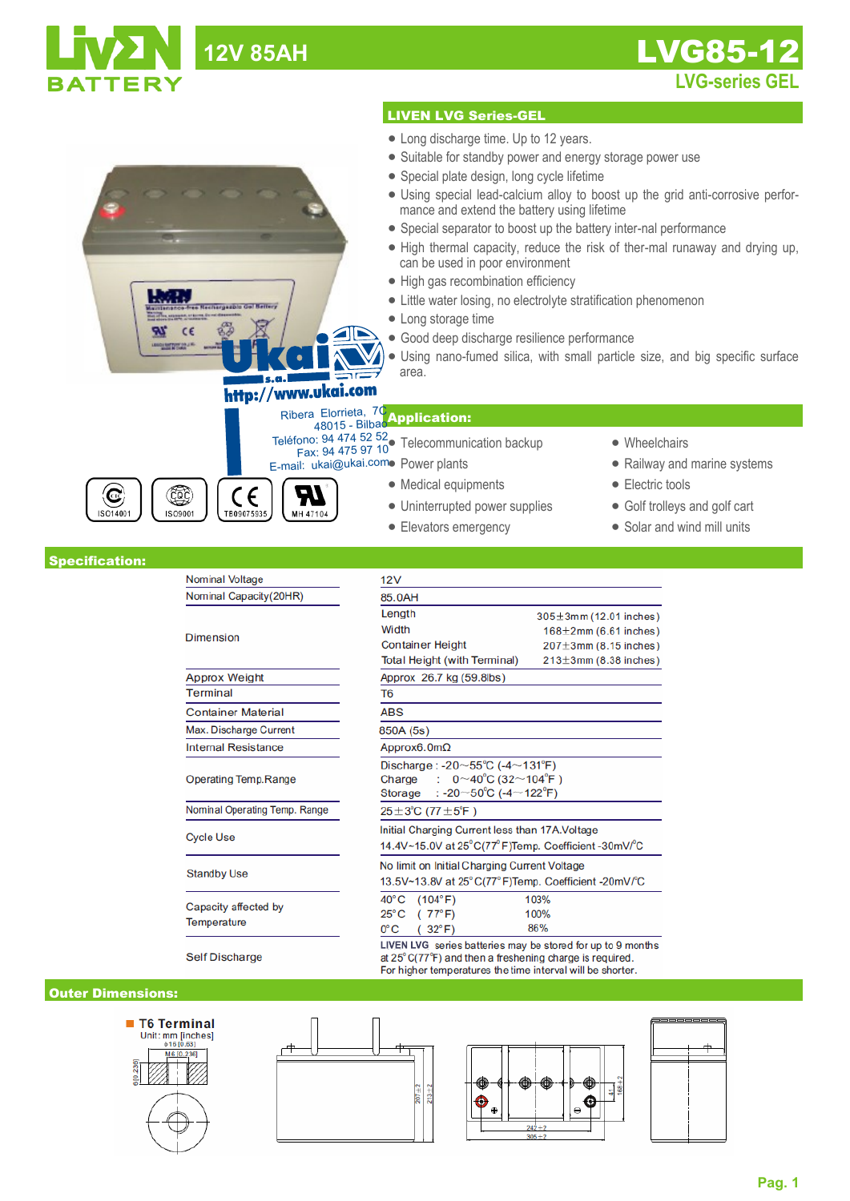# LIVEN BATTERY

## 12V 85AH

# LVG85-12

LVG-series GEL

## LIVEN LVG Series-GEL

- Long discharge time. Up to 12 years.
- Suitable for standby power and energy storage power use
- Special plate design, long cycle lifetime
- Using special lead-calcium alloy to boost up the grid anti-corrosive performance and extend the battery using lifetime
- Special separator to boost up the battery inter-nal performance
- High thermal capacity, reduce the risk of ther-mal runaway and drying up, can be used in poor environment
- High gas recombination efficiency
- Little water losing, no electrolyte stratification phenomenon
- Long storage time
- Good deep discharge resilience performance
- Using nano-fumed silica, with small particle size, and big specific surface area.

Ukai s.a.
http://www.ukai.com
Ribera Elorrieta, 7C
48015 - Bilbao
Teléfono: 94 474 52 52
Fax: 94 475 97 10
E-mail: ukai@ukai.com

ISO14001 | ISO9001 | CE TB09075935 | MH 47104

## Application:

- Telecommunication backup
- Power plants
- Medical equipments
- Uninterrupted power supplies
- Elevators emergency
- Wheelchairs
- Railway and marine systems
- Electric tools
- Golf trolleys and golf cart
- Solar and wind mill units

## Specification:

| | | |
|---|---|---|
| Nominal Voltage | 12V | |
| Nominal Capacity(20HR) | 85.0AH | |
| Dimension | Length | 305±3mm (12.01 inches) |
| | Width | 168±2mm (6.61 inches) |
| | Container Height | 207±3mm (8.15 inches) |
| | Total Height (with Terminal) | 213±3mm (8.38 inches) |
| Approx Weight | Approx 26.7 kg (59.8lbs) | |
| Terminal | T6 | |
| Container Material | ABS | |
| Max. Discharge Current | 850A (5s) | |
| Internal Resistance | Approx6.0mΩ | |
| Operating Temp.Range | Discharge : -20~55℃ (-4~131℉) | |
| | Charge : 0~40℃ (32~104℉) | |
| | Storage : -20~50℃ (-4~122℉) | |
| Nominal Operating Temp. Range | 25±3℃ (77±5℉) | |
| Cycle Use | Initial Charging Current less than 17A.Voltage 14.4V~15.0V at 25°C(77°F)Temp. Coefficient -30mV/°C | |
| Standby Use | No limit on Initial Charging Current Voltage 13.5V~13.8V at 25°C(77°F)Temp. Coefficient -20mV/°C | |
| Capacity affected by Temperature | 40°C (104°F) | 103% |
| | 25°C (77°F) | 100% |
| | 0°C (32°F) | 86% |
| Self Discharge | LIVEN LVG series batteries may be stored for up to 9 months at 25°C(77°F) and then a freshening charge is required. For higher temperatures the time interval will be shorter. | |

## Outer Dimensions:

**T6 Terminal**
Unit: mm [inches]
Φ15 [0.53]
M6 [0.236]
6 [0.236]

207±2
213±2
242±2
305±2
41
168±2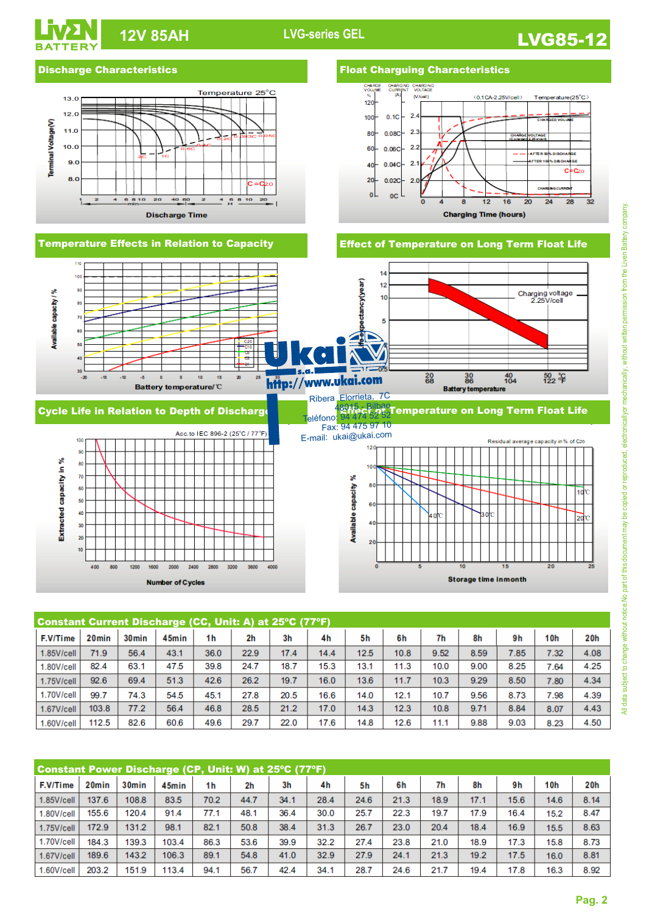# LVG85-12

12V 85AH — LVG-series GEL

## Discharge Characteristics

Temperature 25°C

Terminal Voltage(V)

13.0
12.0
11.0
10.0
9.0
8.0

2C 1C 0.6C 0.4C 0.2C 0.09C 0.05C

C=C20

1 2 4 6 8 10 20 40 60 2 4 6 8 10 20

min H

Discharge Time

## Float Charging Characteristics

CHARGE VOLUME % — CHARGING CURRENT (A) — CHARGING VOLTAGE (V/cell)

(0.1CA-2.25V/cell) Temperature(25°C)

120, 100, 80, 60, 40, 20, 0

0.1C, 0.08C, 0.06C, 0.04C, 0.02C, 0C

2.4, 2.3, 2.2, 2.1, 2.0

CHARGED VOLUME

CHARGE VOLTAGE (Constant 2.25V/cell)

AFTER 50% DISCHARGE

AFTER 100% DISCHARGE

C=C20

CHARGING CURRENT

0 4 8 12 16 20 24 28 32

Charging Time (hours)

## Temperature Effects in Relation to Capacity

Available capacity / %

110, 100, 90, 80, 70, 60, 50, 40, 30

-20 -15 -10 -5 0 5 10 15 20 25 30

C20, C10, C5, C3, C1

Battery temperature/℃

## Effect of Temperature on Long Term Float Life

Life expectancy(year)

14, 12, 10, 5, 1, 0.5

Charging voltage 2.25V/cell

20 30 40 50 ℃

68 86 104 122 ℉

Battery temperature

## Cycle Life in Relation to Depth of Discharge

Acc.to IEC 896-2 (25°C / 77°F)

Extracted capacity in %

100, 90, 80, 70, 60, 50, 40, 30, 20, 10

400 800 1200 1600 2000 2400 2800 3200 3600 4000

Number of Cycles

## Effect of Temperature on Long Term Float Life

Residual average capacity in % of C20

Available capacity %

120, 100, 80, 60, 40, 20

40℃ 30℃ 20℃ 10℃

0 5 10 15 20 25

Storage time inmonth

Ukai s.a.
http://www.ukai.com
Ribera Elorrieta, 7C
48015 - Bilbao
Teléfono: 94 474 52 52
Fax: 94 475 97 10
E-mail: ukai@ukai.com

## Constant Current Discharge (CC, Unit: A) at 25ºC (77ºF)

| F.V/Time | 20min | 30min | 45min | 1h | 2h | 3h | 4h | 5h | 6h | 7h | 8h | 9h | 10h | 20h |
|---|---|---|---|---|---|---|---|---|---|---|---|---|---|---|
| 1.85V/cell | 71.9 | 56.4 | 43.1 | 36.0 | 22.9 | 17.4 | 14.4 | 12.5 | 10.8 | 9.52 | 8.59 | 7.85 | 7.32 | 4.08 |
| 1.80V/cell | 82.4 | 63.1 | 47.5 | 39.8 | 24.7 | 18.7 | 15.3 | 13.1 | 11.3 | 10.0 | 9.00 | 8.25 | 7.64 | 4.25 |
| 1.75V/cell | 92.6 | 69.4 | 51.3 | 42.6 | 26.2 | 19.7 | 16.0 | 13.6 | 11.7 | 10.3 | 9.29 | 8.50 | 7.80 | 4.34 |
| 1.70V/cell | 99.7 | 74.3 | 54.5 | 45.1 | 27.8 | 20.5 | 16.6 | 14.0 | 12.1 | 10.7 | 9.56 | 8.73 | 7.98 | 4.39 |
| 1.67V/cell | 103.8 | 77.2 | 56.4 | 46.8 | 28.5 | 21.2 | 17.0 | 14.3 | 12.3 | 10.8 | 9.71 | 8.84 | 8.07 | 4.43 |
| 1.60V/cell | 112.5 | 82.6 | 60.6 | 49.6 | 29.7 | 22.0 | 17.6 | 14.8 | 12.6 | 11.1 | 9.88 | 9.03 | 8.23 | 4.50 |

## Constant Power Discharge (CP, Unit: W) at 25ºC (77ºF)

| F.V/Time | 20min | 30min | 45min | 1h | 2h | 3h | 4h | 5h | 6h | 7h | 8h | 9h | 10h | 20h |
|---|---|---|---|---|---|---|---|---|---|---|---|---|---|---|
| 1.85V/cell | 137.6 | 108.8 | 83.5 | 70.2 | 44.7 | 34.1 | 28.4 | 24.6 | 21.3 | 18.9 | 17.1 | 15.6 | 14.6 | 8.14 |
| 1.80V/cell | 155.6 | 120.4 | 91.4 | 77.1 | 48.1 | 36.4 | 30.0 | 25.7 | 22.3 | 19.7 | 17.9 | 16.4 | 15.2 | 8.47 |
| 1.75V/cell | 172.9 | 131.2 | 98.1 | 82.1 | 50.8 | 38.4 | 31.3 | 26.7 | 23.0 | 20.4 | 18.4 | 16.9 | 15.5 | 8.63 |
| 1.70V/cell | 184.3 | 139.3 | 103.4 | 86.3 | 53.6 | 39.9 | 32.2 | 27.4 | 23.8 | 21.0 | 18.9 | 17.3 | 15.8 | 8.73 |
| 1.67V/cell | 189.6 | 143.2 | 106.3 | 89.1 | 54.8 | 41.0 | 32.9 | 27.9 | 24.1 | 21.3 | 19.2 | 17.5 | 16.0 | 8.81 |
| 1.60V/cell | 203.2 | 151.9 | 113.4 | 94.1 | 56.7 | 42.4 | 34.1 | 28.7 | 24.6 | 21.7 | 19.4 | 17.8 | 16.3 | 8.92 |

All data subject to change without notice.No part of this document may be copied or reproduced, electronically or mechanically, without written permission from the Liven Battery company.